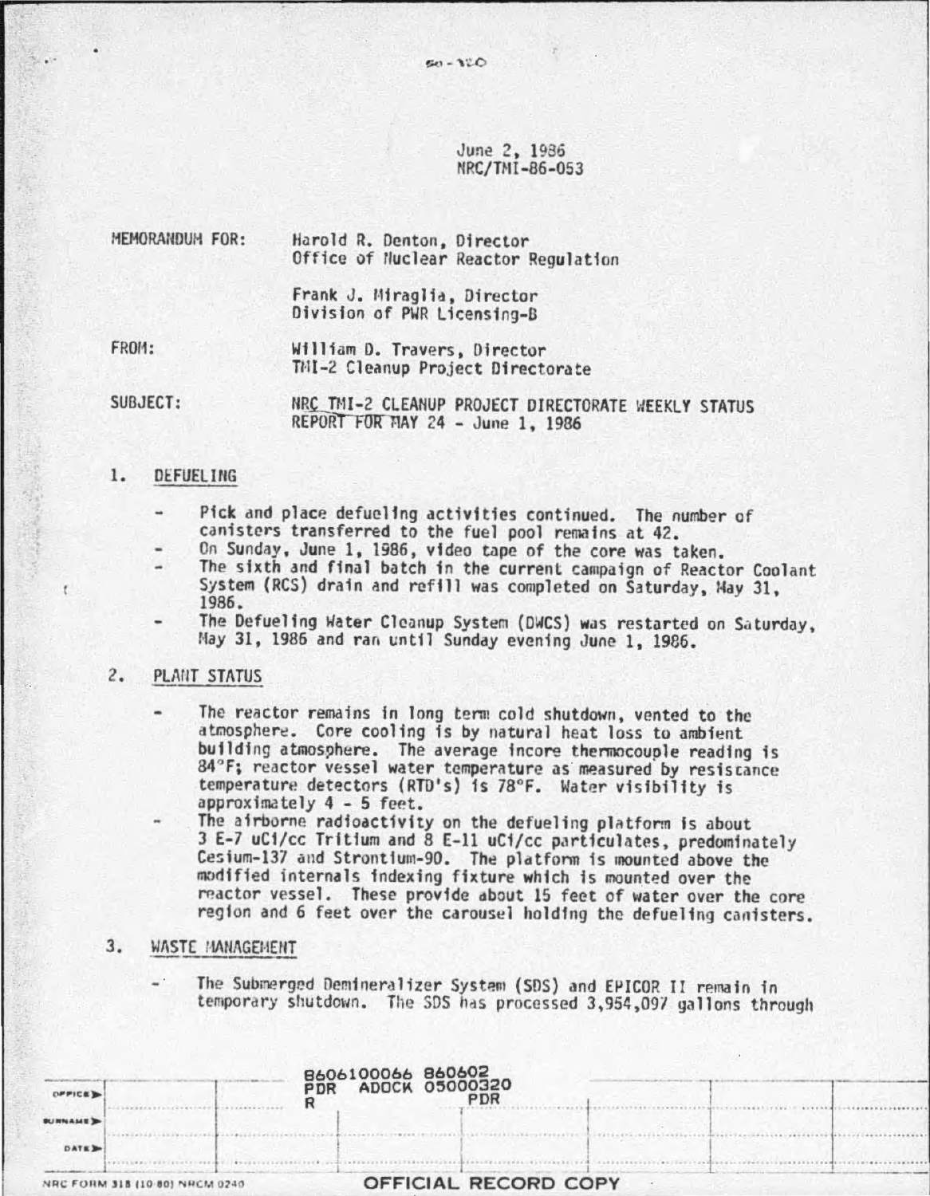50-320

June 2, 1986
NRC/TMI-86-053

MEMORANDUM FOR: Harold R. Denton, Director
Office of Nuclear Reactor Regulation

Frank J. Miraglia, Director
Division of PWR Licensing-B

FROM: William D. Travers, Director
TMI-2 Cleanup Project Directorate

SUBJECT: NRC TMI-2 CLEANUP PROJECT DIRECTORATE WEEKLY STATUS REPORT FOR MAY 24 - June 1, 1986

## 1. DEFUELING

- Pick and place defueling activities continued. The number of canisters transferred to the fuel pool remains at 42.
- On Sunday, June 1, 1986, video tape of the core was taken.
- The sixth and final batch in the current campaign of Reactor Coolant System (RCS) drain and refill was completed on Saturday, May 31, 1986.
- The Defueling Water Cleanup System (DWCS) was restarted on Saturday, May 31, 1986 and ran until Sunday evening June 1, 1986.

## 2. PLANT STATUS

- The reactor remains in long term cold shutdown, vented to the atmosphere. Core cooling is by natural heat loss to ambient building atmosphere. The average incore thermocouple reading is 84°F; reactor vessel water temperature as measured by resistance temperature detectors (RTD's) is 78°F. Water visibility is approximately 4 - 5 feet.
- The airborne radioactivity on the defueling platform is about 3 E-7 uCi/cc Tritium and 8 E-11 uCi/cc particulates, predominately Cesium-137 and Strontium-90. The platform is mounted above the modified internals indexing fixture which is mounted over the reactor vessel. These provide about 15 feet of water over the core region and 6 feet over the carousel holding the defueling canisters.

## 3. WASTE MANAGEMENT

- The Submerged Demineralizer System (SDS) and EPICOR II remain in temporary shutdown. The SDS has processed 3,954,097 gallons through

8606100066 860602
PDR ADOCK 05000320
R PDR

OFFICIAL RECORD COPY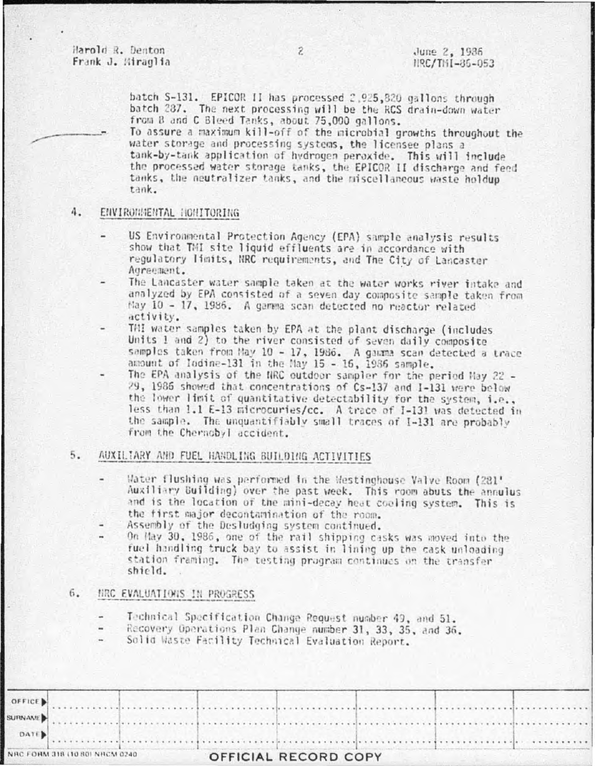batch S-131. EPICOR II has processed 2,925,820 gallons through batch 287. The next processing will be the RCS drain-down water from B and C Bleed Tanks, about 75,000 gallons.

- To assure a maximum kill-off of the microbial growths throughout the water storage and processing systems, the licensee plans a tank-by-tank application of hydrogen peroxide. This will include the processed water storage tanks, the EPICOR II discharge and feed tanks, the neutralizer tanks, and the miscellaneous waste holdup tank.

## 4. ENVIRONMENTAL MONITORING

- US Environmental Protection Agency (EPA) sample analysis results show that TMI site liquid effluents are in accordance with regulatory limits, NRC requirements, and The City of Lancaster Agreement.
- The Lancaster water sample taken at the water works river intake and analyzed by EPA consisted of a seven day composite sample taken from May 10 - 17, 1986. A gamma scan detected no reactor related activity.
- TMI water samples taken by EPA at the plant discharge (includes Units 1 and 2) to the river consisted of seven daily composite samples taken from May 10 - 17, 1986. A gamma scan detected a trace amount of Iodine-131 in the May 15 - 16, 1986 sample.
- The EPA analysis of the NRC outdoor sampler for the period May 22 - 29, 1986 showed that concentrations of Cs-137 and I-131 were below the lower limit of quantitative detectability for the system, i.e., less than 1.1 E-13 microcuries/cc. A trace of I-131 was detected in the sample. The unquantifiably small traces of I-131 are probably from the Chernobyl accident.

## 5. AUXILIARY AND FUEL HANDLING BUILDING ACTIVITIES

- Water flushing was performed in the Westinghouse Valve Room (281' Auxiliary Building) over the past week. This room abuts the annulus and is the location of the mini-decay heat cooling system. This is the first major decontamination of the room.
- Assembly of the Desludging system continued.
- On May 30, 1986, one of the rail shipping casks was moved into the fuel handling truck bay to assist in lining up the cask unloading station framing. The testing program continues on the transfer shield.

## 6. NRC EVALUATIONS IN PROGRESS

- Technical Specification Change Request number 49, and 51.
- Recovery Operations Plan Change number 31, 33, 35, and 36.
- Solid Waste Facility Technical Evaluation Report.

| OFFICE | | | | | | |
|---|---|---|---|---|---|---|
| SURNAME | | | | | | |
| DATE | | | | | | |

NRC FORM 318 (10 80) NRCM 0240

OFFICIAL RECORD COPY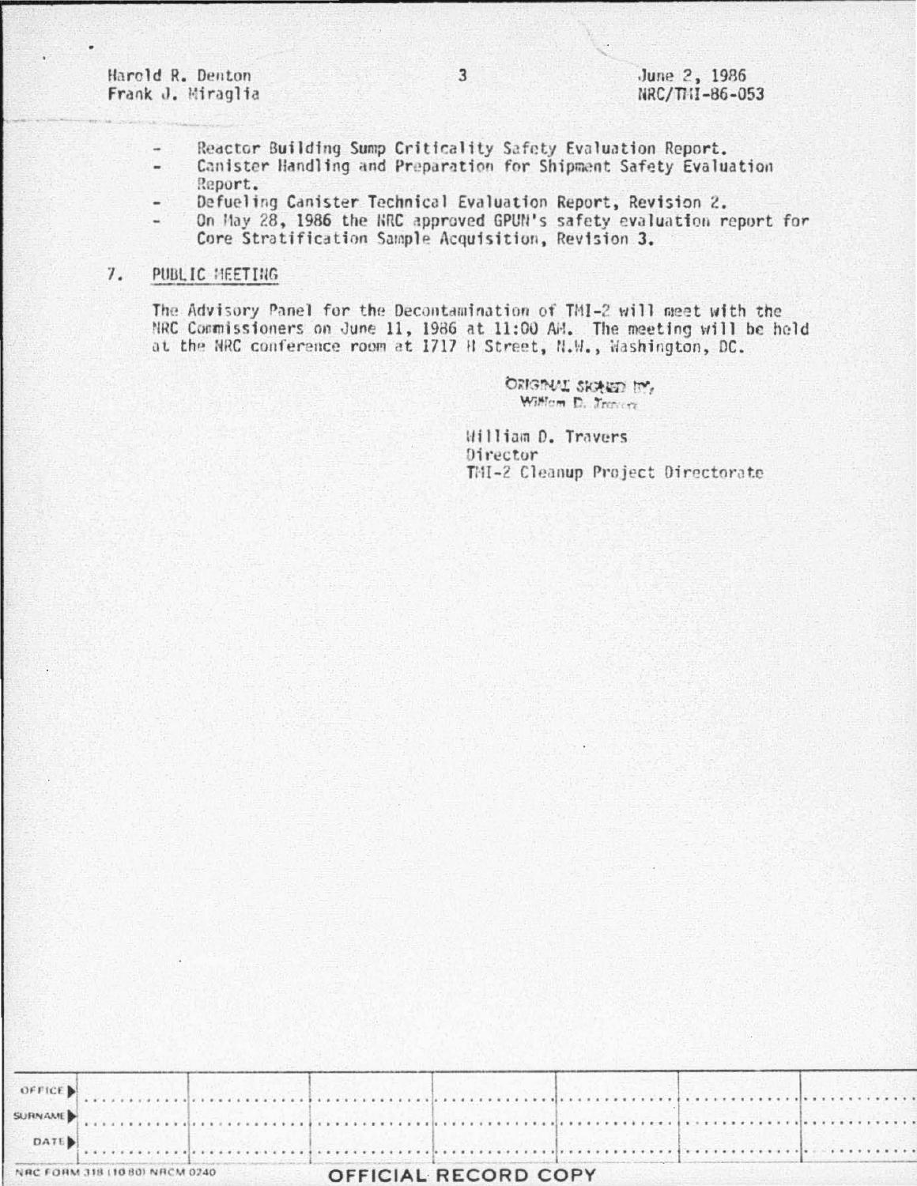- Reactor Building Sump Criticality Safety Evaluation Report.
- Canister Handling and Preparation for Shipment Safety Evaluation Report.
- Defueling Canister Technical Evaluation Report, Revision 2.
- On May 28, 1986 the NRC approved GPUN's safety evaluation report for Core Stratification Sample Acquisition, Revision 3.

7. PUBLIC MEETING

The Advisory Panel for the Decontamination of TMI-2 will meet with the NRC Commissioners on June 11, 1986 at 11:00 AM. The meeting will be held at the NRC conference room at 1717 H Street, N.W., Washington, DC.

ORIGINAL SIGNED BY,
William D. Travers

William D. Travers
Director
TMI-2 Cleanup Project Directorate

| OFFICE | | | | | | | |
|---|---|---|---|---|---|---|---|
| SURNAME | | | | | | | |
| DATE | | | | | | | |

NRC FORM 318 (10 80) NRCM 0240

OFFICIAL RECORD COPY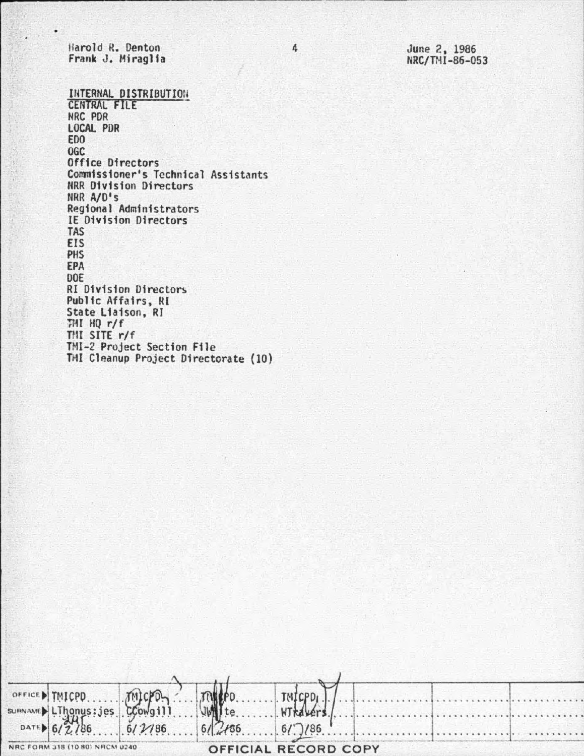Harold R. Denton
Frank J. Miraglia

June 2, 1986
NRC/TMI-86-053

**INTERNAL DISTRIBUTION**

CENTRAL FILE
NRC PDR
LOCAL PDR
EDO
OGC
Office Directors
Commissioner's Technical Assistants
NRR Division Directors
NRR A/D's
Regional Administrators
IE Division Directors
TAS
EIS
PHS
EPA
DOE
RI Division Directors
Public Affairs, RI
State Liaison, RI
TMI HQ r/f
TMI SITE r/f
TMI-2 Project Section File
TMI Cleanup Project Directorate (10)

| | | | | | | | |
|---|---|---|---|---|---|---|---|
| OFFICE | TMICPD | TMICPD | TMICPD | TMICPD | | | |
| SURNAME | LThonus:jes | CCowgill | JWhite | WTravers | | | |
| DATE | 6/2/86 | 6/2/86 | 6/2/86 | 6/2/86 | | | |

NRC FORM 318 (10 80) NRCM 0240

OFFICIAL RECORD COPY